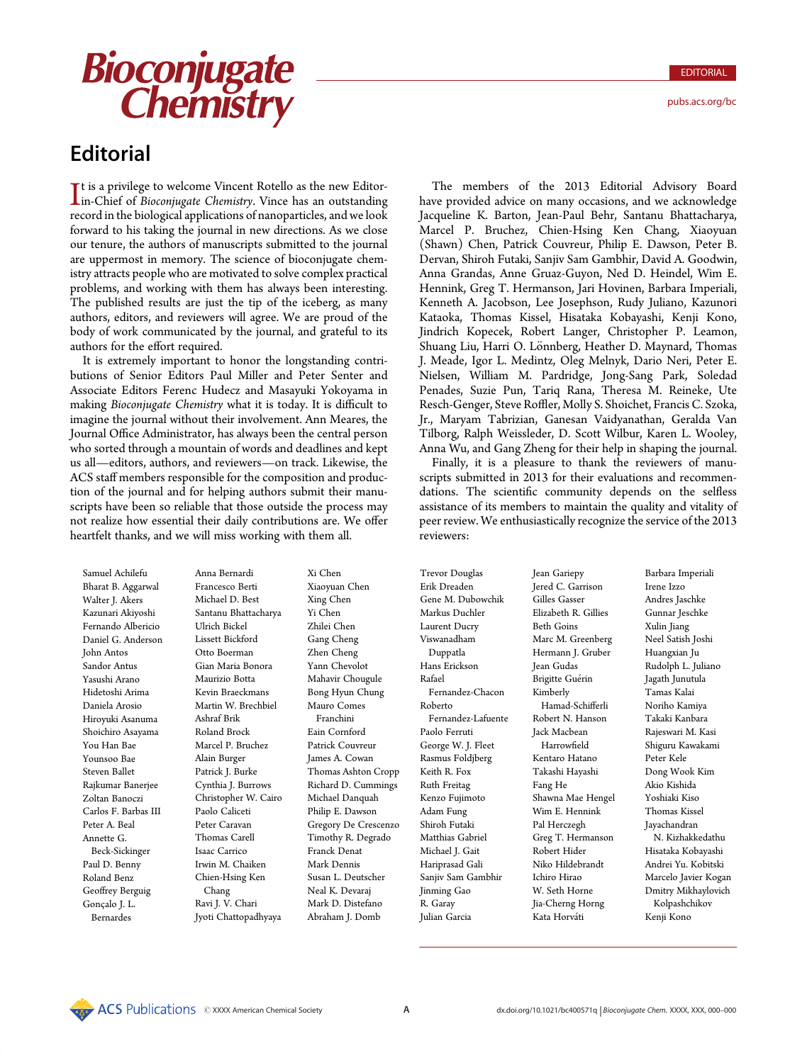# Editorial

It is a privilege to welcome Vincent Rotello as the new Editor-in-Chief of *Bioconjugate Chemistry*. Vince has an outstanding record in the biological applications of nanoparticles, and we look forward to his taking the journal in new directions. As we close our tenure, the authors of manuscripts submitted to the journal are uppermost in memory. The science of bioconjugate chemistry attracts people who are motivated to solve complex practical problems, and working with them has always been interesting. The published results are just the tip of the iceberg, as many authors, editors, and reviewers will agree. We are proud of the body of work communicated by the journal, and grateful to its authors for the effort required.

It is extremely important to honor the longstanding contributions of Senior Editors Paul Miller and Peter Senter and Associate Editors Ferenc Hudecz and Masayuki Yokoyama in making *Bioconjugate Chemistry* what it is today. It is difficult to imagine the journal without their involvement. Ann Meares, the Journal Office Administrator, has always been the central person who sorted through a mountain of words and deadlines and kept us all—editors, authors, and reviewers—on track. Likewise, the ACS staff members responsible for the composition and production of the journal and for helping authors submit their manuscripts have been so reliable that those outside the process may not realize how essential their daily contributions are. We offer heartfelt thanks, and we will miss working with them all.

The members of the 2013 Editorial Advisory Board have provided advice on many occasions, and we acknowledge Jacqueline K. Barton, Jean-Paul Behr, Santanu Bhattacharya, Marcel P. Bruchez, Chien-Hsing Ken Chang, Xiaoyuan (Shawn) Chen, Patrick Couvreur, Philip E. Dawson, Peter B. Dervan, Shiroh Futaki, Sanjiv Sam Gambhir, David A. Goodwin, Anna Grandas, Anne Gruaz-Guyon, Ned D. Heindel, Wim E. Hennink, Greg T. Hermanson, Jari Hovinen, Barbara Imperiali, Kenneth A. Jacobson, Lee Josephson, Rudy Juliano, Kazunori Kataoka, Thomas Kissel, Hisataka Kobayashi, Kenji Kono, Jindrich Kopecek, Robert Langer, Christopher P. Leamon, Shuang Liu, Harri O. Lönnberg, Heather D. Maynard, Thomas J. Meade, Igor L. Medintz, Oleg Melnyk, Dario Neri, Peter E. Nielsen, William M. Pardridge, Jong-Sang Park, Soledad Penades, Suzie Pun, Tariq Rana, Theresa M. Reineke, Ute Resch-Genger, Steve Roffler, Molly S. Shoichet, Francis C. Szoka, Jr., Maryam Tabrizian, Ganesan Vaidyanathan, Geralda Van Tilborg, Ralph Weissleder, D. Scott Wilbur, Karen L. Wooley, Anna Wu, and Gang Zheng for their help in shaping the journal.

Finally, it is a pleasure to thank the reviewers of manuscripts submitted in 2013 for their evaluations and recommendations. The scientific community depends on the selfless assistance of its members to maintain the quality and vitality of peer review. We enthusiastically recognize the service of the 2013 reviewers:

Samuel Achilefu
Bharat B. Aggarwal
Walter J. Akers
Kazunari Akiyoshi
Fernando Albericio
Daniel G. Anderson
John Antos
Sandor Antus
Yasushi Arano
Hidetoshi Arima
Daniela Arosio
Hiroyuki Asanuma
Shoichiro Asayama
You Han Bae
Younsoo Bae
Steven Ballet
Rajkumar Banerjee
Zoltan Banoczi
Carlos F. Barbas III
Peter A. Beal
Annette G. Beck-Sickinger
Paul D. Benny
Roland Benz
Geoffrey Berguig
Gonçalo J. L. Bernardes
Anna Bernardi
Francesco Berti
Michael D. Best
Santanu Bhattacharya
Ulrich Bickel
Lissett Bickford
Otto Boerman
Gian Maria Bonora
Maurizio Botta
Kevin Braeckmans
Martin W. Brechbiel
Ashraf Brik
Roland Brock
Marcel P. Bruchez
Alain Burger
Patrick J. Burke
Cynthia J. Burrows
Christopher W. Cairo
Paolo Caliceti
Peter Caravan
Thomas Carell
Isaac Carrico
Irwin M. Chaiken
Chien-Hsing Ken Chang
Ravi J. V. Chari
Jyoti Chattopadhyaya
Xi Chen
Xiaoyuan Chen
Xing Chen
Yi Chen
Zhilei Chen
Gang Cheng
Zhen Cheng
Yann Chevolot
Mahavir Chougule
Bong Hyun Chung
Mauro Comes Franchini
Eain Cornford
Patrick Couvreur
James A. Cowan
Thomas Ashton Cropp
Richard D. Cummings
Michael Danquah
Philip E. Dawson
Gregory De Crescenzo
Timothy R. Degrado
Franck Denat
Mark Dennis
Susan L. Deutscher
Neal K. Devaraj
Mark D. Distefano
Abraham J. Domb
Trevor Douglas
Erik Dreaden
Gene M. Dubowchik
Markus Duchler
Laurent Ducry
Viswanadham Duppatla
Hans Erickson
Rafael Fernandez-Chacon
Roberto Fernandez-Lafuente
Paolo Ferruti
George W. J. Fleet
Rasmus Foldjberg
Keith R. Fox
Ruth Freitag
Kenzo Fujimoto
Adam Fung
Shiroh Futaki
Matthias Gabriel
Michael J. Gait
Hariprasad Gali
Sanjiv Sam Gambhir
Jinming Gao
R. Garay
Julian Garcia
Jean Gariepy
Jered C. Garrison
Gilles Gasser
Elizabeth R. Gillies
Beth Goins
Marc M. Greenberg
Hermann J. Gruber
Jean Gudas
Brigitte Guérin
Kimberly Hamad-Schifferli
Robert N. Hanson
Jack Macbean Harrowfield
Kentaro Hatano
Takashi Hayashi
Fang He
Shawna Mae Hengel
Wim E. Hennink
Pal Herczegh
Greg T. Hermanson
Robert Hider
Niko Hildebrandt
Ichiro Hirao
W. Seth Horne
Jia-Cherng Horng
Kata Horváti
Barbara Imperiali
Irene Izzo
Andres Jaschke
Gunnar Jeschke
Xulin Jiang
Neel Satish Joshi
Huangxian Ju
Rudolph L. Juliano
Jagath Junutula
Tamas Kalai
Noriho Kamiya
Takaki Kanbara
Rajeswari M. Kasi
Shiguru Kawakami
Peter Kele
Dong Wook Kim
Akio Kishida
Yoshiaki Kiso
Thomas Kissel
Jayachandran N. Kizhakkedathu
Hisataka Kobayashi
Andrei Yu. Kobitski
Marcelo Javier Kogan
Dmitry Mikhaylovich Kolpashchikov
Kenji Kono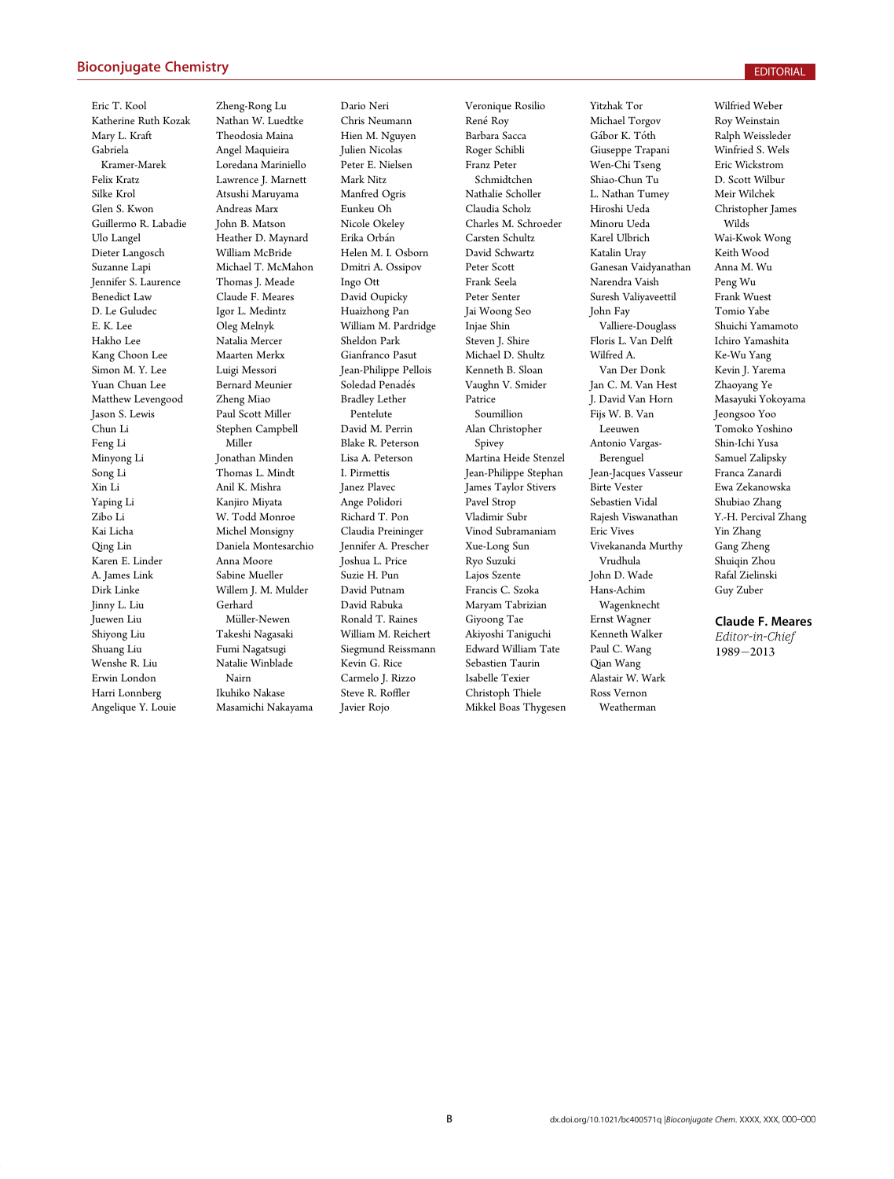Eric T. Kool
Katherine Ruth Kozak
Mary L. Kraft
Gabriela Kramer-Marek
Felix Kratz
Silke Krol
Glen S. Kwon
Guillermo R. Labadie
Ulo Langel
Dieter Langosch
Suzanne Lapi
Jennifer S. Laurence
Benedict Law
D. Le Guludec
E. K. Lee
Hakho Lee
Kang Choon Lee
Simon M. Y. Lee
Yuan Chuan Lee
Matthew Levengood
Jason S. Lewis
Chun Li
Feng Li
Minyong Li
Song Li
Xin Li
Yaping Li
Zibo Li
Kai Licha
Qing Lin
Karen E. Linder
A. James Link
Dirk Linke
Jinny L. Liu
Juewen Liu
Shiyong Liu
Shuang Liu
Wenshe R. Liu
Erwin London
Harri Lonnberg
Angelique Y. Louie
Zheng-Rong Lu
Nathan W. Luedtke
Theodosia Maina
Angel Maquieira
Loredana Mariniello
Lawrence J. Marnett
Atsushi Maruyama
Andreas Marx
John B. Matson
Heather D. Maynard
William McBride
Michael T. McMahon
Thomas J. Meade
Claude F. Meares
Igor L. Medintz
Oleg Melnyk
Natalia Mercer
Maarten Merkx
Luigi Messori
Bernard Meunier
Zheng Miao
Paul Scott Miller
Stephen Campbell Miller
Jonathan Minden
Thomas L. Mindt
Anil K. Mishra
Kanjiro Miyata
W. Todd Monroe
Michel Monsigny
Daniela Montesarchio
Anna Moore
Sabine Mueller
Willem J. M. Mulder
Gerhard Müller-Newen
Takeshi Nagasaki
Fumi Nagatsugi
Natalie Winblade Nairn
Ikuhiko Nakase
Masamichi Nakayama
Dario Neri
Chris Neumann
Hien M. Nguyen
Julien Nicolas
Peter E. Nielsen
Mark Nitz
Manfred Ogris
Eunkeu Oh
Nicole Okeley
Erika Orbán
Helen M. I. Osborn
Dmitri A. Ossipov
Ingo Ott
David Oupicky
Huaizhong Pan
William M. Pardridge
Sheldon Park
Gianfranco Pasut
Jean-Philippe Pellois
Soledad Penadés
Bradley Lether Pentelute
David M. Perrin
Blake R. Peterson
Lisa A. Peterson
I. Pirmettis
Janez Plavec
Ange Polidori
Richard T. Pon
Claudia Preininger
Jennifer A. Prescher
Joshua L. Price
Suzie H. Pun
David Putnam
David Rabuka
Ronald T. Raines
William M. Reichert
Siegmund Reissmann
Kevin G. Rice
Carmelo J. Rizzo
Steve R. Roffler
Javier Rojo
Veronique Rosilio
René Roy
Barbara Sacca
Roger Schibli
Franz Peter Schmidtchen
Nathalie Scholler
Claudia Scholz
Charles M. Schroeder
Carsten Schultz
David Schwartz
Peter Scott
Frank Seela
Peter Senter
Jai Woong Seo
Injae Shin
Steven J. Shire
Michael D. Shultz
Kenneth B. Sloan
Vaughn V. Smider
Patrice Soumillion
Alan Christopher Spivey
Martina Heide Stenzel
Jean-Philippe Stephan
James Taylor Stivers
Pavel Strop
Vladimir Subr
Vinod Subramaniam
Xue-Long Sun
Ryo Suzuki
Lajos Szente
Francis C. Szoka
Maryam Tabrizian
Giyoong Tae
Akiyoshi Taniguchi
Edward William Tate
Sebastien Taurin
Isabelle Texier
Christoph Thiele
Mikkel Boas Thygesen
Yitzhak Tor
Michael Torgov
Gábor K. Tóth
Giuseppe Trapani
Wen-Chi Tseng
Shiao-Chun Tu
L. Nathan Tumey
Hiroshi Ueda
Minoru Ueda
Karel Ulbrich
Katalin Uray
Ganesan Vaidyanathan
Narendra Vaish
Suresh Valiyaveettil
John Fay Valliere-Douglass
Floris L. Van Delft
Wilfred A. Van Der Donk
Jan C. M. Van Hest
J. David Van Horn
Fijs W. B. Van Leeuwen
Antonio Vargas-Berenguel
Jean-Jacques Vasseur
Birte Vester
Sebastien Vidal
Rajesh Viswanathan
Eric Vives
Vivekananda Murthy Vrudhula
John D. Wade
Hans-Achim Wagenknecht
Ernst Wagner
Kenneth Walker
Paul C. Wang
Qian Wang
Alastair W. Wark
Ross Vernon Weatherman
Wilfried Weber
Roy Weinstain
Ralph Weissleder
Winfried S. Wels
Eric Wickstrom
D. Scott Wilbur
Meir Wilchek
Christopher James Wilds
Wai-Kwok Wong
Keith Wood
Anna M. Wu
Peng Wu
Frank Wuest
Tomio Yabe
Shuichi Yamamoto
Ichiro Yamashita
Ke-Wu Yang
Kevin J. Yarema
Zhaoyang Ye
Masayuki Yokoyama
Jeongsoo Yoo
Tomoko Yoshino
Shin-Ichi Yusa
Samuel Zalipsky
Franca Zanardi
Ewa Zekanowska
Shubiao Zhang
Y.-H. Percival Zhang
Yin Zhang
Gang Zheng
Shuiqin Zhou
Rafal Zielinski
Guy Zuber

**Claude F. Meares**
*Editor-in-Chief*
1989−2013